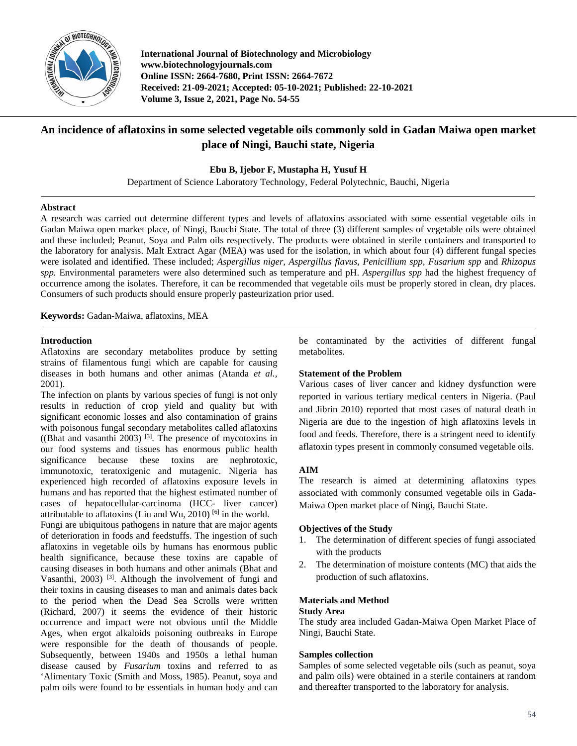International Journal of Biotechnology and Microbiology
www.biotechnologyjournals.com
Online ISSN: 2664-7680, Print ISSN: 2664-7672
Received: 21-09-2021; Accepted: 05-10-2021; Published: 22-10-2021
Volume 3, Issue 2, 2021, Page No. 54-55

# An incidence of aflatoxins in some selected vegetable oils commonly sold in Gadan Maiwa open market place of Ningi, Bauchi state, Nigeria

**Ebu B, Ijebor F, Mustapha H, Yusuf H**

Department of Science Laboratory Technology, Federal Polytechnic, Bauchi, Nigeria

## Abstract

A research was carried out determine different types and levels of aflatoxins associated with some essential vegetable oils in Gadan Maiwa open market place, of Ningi, Bauchi State. The total of three (3) different samples of vegetable oils were obtained and these included; Peanut, Soya and Palm oils respectively. The products were obtained in sterile containers and transported to the laboratory for analysis. Malt Extract Agar (MEA) was used for the isolation, in which about four (4) different fungal species were isolated and identified. These included; *Aspergillus niger, Aspergillus flavus, Penicillium spp, Fusarium spp* and *Rhizopus spp.* Environmental parameters were also determined such as temperature and pH. *Aspergillus spp* had the highest frequency of occurrence among the isolates. Therefore, it can be recommended that vegetable oils must be properly stored in clean, dry places. Consumers of such products should ensure properly pasteurization prior used.

**Keywords:** Gadan-Maiwa, aflatoxins, MEA

## Introduction

Aflatoxins are secondary metabolites produce by setting strains of filamentous fungi which are capable for causing diseases in both humans and other animas (Atanda *et al.,* 2001).

The infection on plants by various species of fungi is not only results in reduction of crop yield and quality but with significant economic losses and also contamination of grains with poisonous fungal secondary metabolites called aflatoxins ((Bhat and vasanthi 2003) [3]. The presence of mycotoxins in our food systems and tissues has enormous public health significance because these toxins are nephrotoxic, immunotoxic, teratoxigenic and mutagenic. Nigeria has experienced high recorded of aflatoxins exposure levels in humans and has reported that the highest estimated number of cases of hepatocellular-carcinoma (HCC- liver cancer) attributable to aflatoxins (Liu and Wu, 2010) [6] in the world.

Fungi are ubiquitous pathogens in nature that are major agents of deterioration in foods and feedstuffs. The ingestion of such aflatoxins in vegetable oils by humans has enormous public health significance, because these toxins are capable of causing diseases in both humans and other animals (Bhat and Vasanthi, 2003) [3]. Although the involvement of fungi and their toxins in causing diseases to man and animals dates back to the period when the Dead Sea Scrolls were written (Richard, 2007) it seems the evidence of their historic occurrence and impact were not obvious until the Middle Ages, when ergot alkaloids poisoning outbreaks in Europe were responsible for the death of thousands of people. Subsequently, between 1940s and 1950s a lethal human disease caused by *Fusarium* toxins and referred to as 'Alimentary Toxic (Smith and Moss, 1985). Peanut, soya and palm oils were found to be essentials in human body and can be contaminated by the activities of different fungal metabolites.

### Statement of the Problem

Various cases of liver cancer and kidney dysfunction were reported in various tertiary medical centers in Nigeria. (Paul and Jibrin 2010) reported that most cases of natural death in Nigeria are due to the ingestion of high aflatoxins levels in food and feeds. Therefore, there is a stringent need to identify aflatoxin types present in commonly consumed vegetable oils.

### AIM

The research is aimed at determining aflatoxins types associated with commonly consumed vegetable oils in Gada-Maiwa Open market place of Ningi, Bauchi State.

### Objectives of the Study

1. The determination of different species of fungi associated with the products
2. The determination of moisture contents (MC) that aids the production of such aflatoxins.

## Materials and Method

### Study Area

The study area included Gadan-Maiwa Open Market Place of Ningi, Bauchi State.

### Samples collection

Samples of some selected vegetable oils (such as peanut, soya and palm oils) were obtained in a sterile containers at random and thereafter transported to the laboratory for analysis.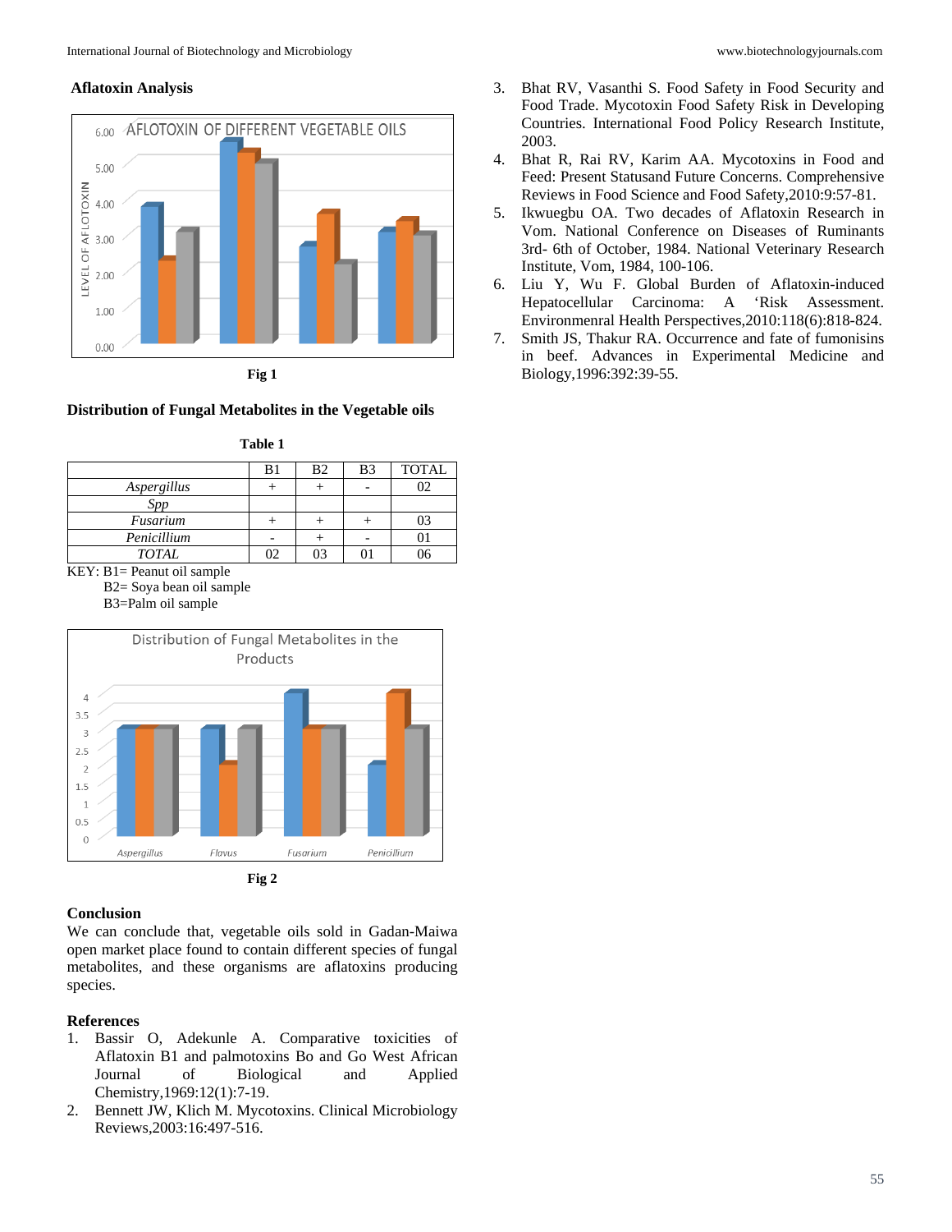### Aflatoxin Analysis

AFLOTOXIN OF DIFFERENT VEGETABLE OILS

LEVEL OF AFLOTOXIN

6.00
5.00
4.00
3.00
2.00
1.00
0.00

Fig 1

### Distribution of Fungal Metabolites in the Vegetable oils

**Table 1**

| | B1 | B2 | B3 | TOTAL |
|---|---|---|---|---|
| *Aspergillus* | + | + | - | 02 |
| *Spp* | | | | |
| *Fusarium* | + | + | + | 03 |
| *Penicillium* | - | + | - | 01 |
| *TOTAL* | 02 | 03 | 01 | 06 |

KEY: B1= Peanut oil sample
B2= Soya bean oil sample
B3=Palm oil sample

Distribution of Fungal Metabolites in the Products

4
3.5
3
2.5
2
1.5
1
0.5
0

Aspergillus
Flavus
Fusarium
Penicillium

Fig 2

### Conclusion

We can conclude that, vegetable oils sold in Gadan-Maiwa open market place found to contain different species of fungal metabolites, and these organisms are aflatoxins producing species.

### References

1. Bassir O, Adekunle A. Comparative toxicities of Aflatoxin B1 and palmotoxins Bo and Go West African Journal of Biological and Applied Chemistry,1969:12(1):7-19.
2. Bennett JW, Klich M. Mycotoxins. Clinical Microbiology Reviews,2003:16:497-516.
3. Bhat RV, Vasanthi S. Food Safety in Food Security and Food Trade. Mycotoxin Food Safety Risk in Developing Countries. International Food Policy Research Institute, 2003.
4. Bhat R, Rai RV, Karim AA. Mycotoxins in Food and Feed: Present Statusand Future Concerns. Comprehensive Reviews in Food Science and Food Safety,2010:9:57-81.
5. Ikwuegbu OA. Two decades of Aflatoxin Research in Vom. National Conference on Diseases of Ruminants 3rd- 6th of October, 1984. National Veterinary Research Institute, Vom, 1984, 100-106.
6. Liu Y, Wu F. Global Burden of Aflatoxin-induced Hepatocellular Carcinoma: A 'Risk Assessment. Environmenral Health Perspectives,2010:118(6):818-824.
7. Smith JS, Thakur RA. Occurrence and fate of fumonisins in beef. Advances in Experimental Medicine and Biology,1996:392:39-55.